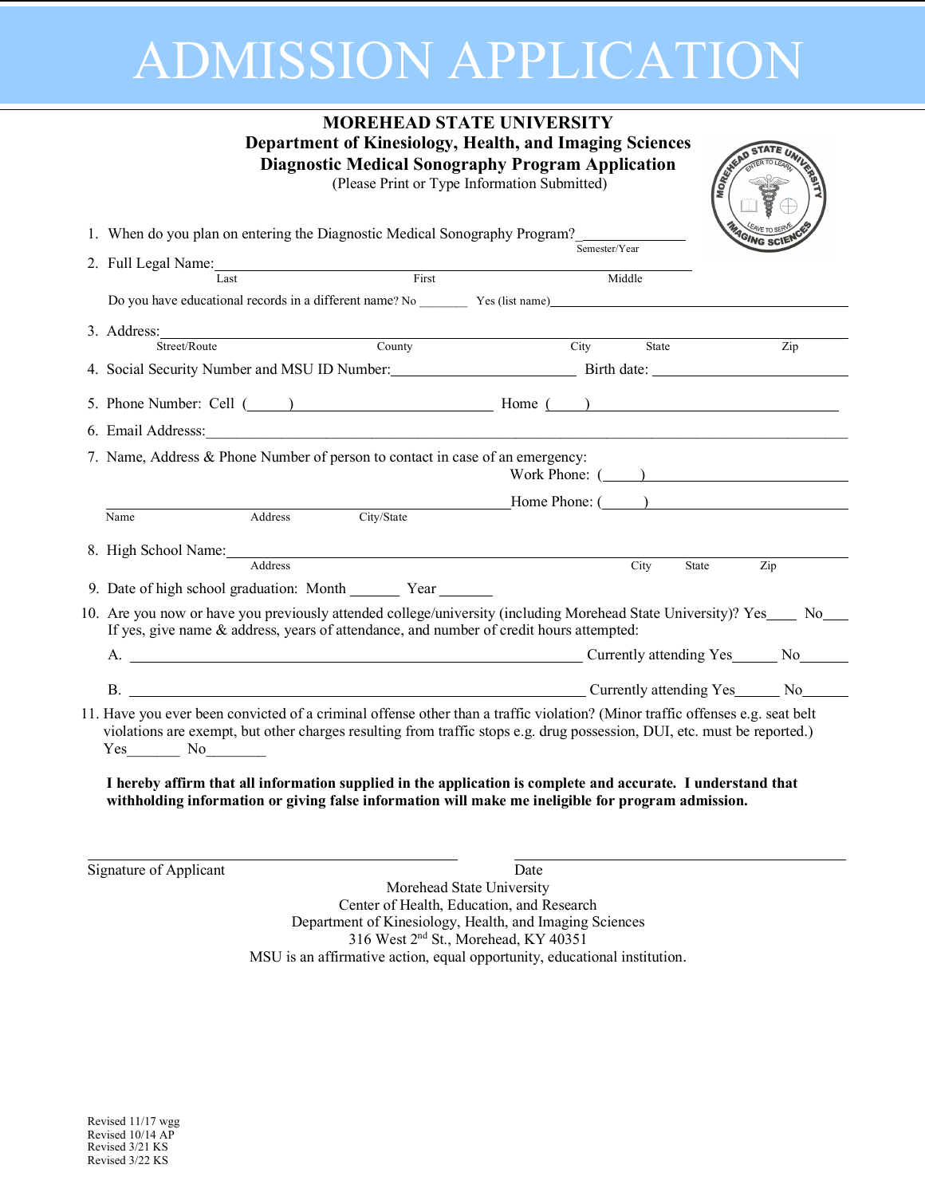# ADMISSION APPLICATION

**MOREHEAD STATE UNIVERSITY**
**Department of Kinesiology, Health, and Imaging Sciences**
**Diagnostic Medical Sonography Program Application**
(Please Print or Type Information Submitted)

1. When do you plan on entering the Diagnostic Medical Sonography Program?\_\_\_\_\_\_\_\_\_\_\_\_\_\_
   Semester/Year

2. Full Legal Name:\_\_\_\_\_\_\_\_\_\_\_\_\_\_\_\_\_\_\_\_\_\_\_\_\_\_\_\_\_\_\_\_\_\_\_\_\_\_\_\_\_\_\_\_\_\_\_\_
   Last First Middle

   Do you have educational records in a different name? No \_\_\_\_\_\_\_ Yes (list name)\_\_\_\_\_\_\_\_\_\_\_\_\_\_\_\_\_\_\_\_\_\_\_\_\_\_\_\_\_\_

3. Address:\_\_\_\_\_\_\_\_\_\_\_\_\_\_\_\_\_\_\_\_\_\_\_\_\_\_\_\_\_\_\_\_\_\_\_\_\_\_\_\_\_\_\_\_\_\_\_\_\_\_\_\_\_\_\_\_\_\_
   Street/Route County City State Zip

4. Social Security Number and MSU ID Number:\_\_\_\_\_\_\_\_\_\_\_\_\_\_\_\_\_\_\_\_\_\_\_\_ Birth date: \_\_\_\_\_\_\_\_\_\_\_\_\_\_\_\_\_\_\_\_\_\_\_\_

5. Phone Number: Cell (\_\_\_\_\_)\_\_\_\_\_\_\_\_\_\_\_\_\_\_\_\_\_\_\_\_\_\_\_\_ Home (\_\_\_\_\_)\_\_\_\_\_\_\_\_\_\_\_\_\_\_\_\_\_\_\_\_\_\_\_\_\_\_\_\_\_\_\_\_\_

6. Email Addresss:\_\_\_\_\_\_\_\_\_\_\_\_\_\_\_\_\_\_\_\_\_\_\_\_\_\_\_\_\_\_\_\_\_\_\_\_\_\_\_\_\_\_\_\_\_\_\_\_\_\_\_\_\_\_\_\_\_\_\_\_\_\_\_\_\_\_\_\_\_\_\_\_\_\_\_

7. Name, Address & Phone Number of person to contact in case of an emergency:
   Work Phone: (\_\_\_\_\_)\_\_\_\_\_\_\_\_\_\_\_\_\_\_\_\_\_\_\_\_\_\_\_\_\_\_\_\_\_

   \_\_\_\_\_\_\_\_\_\_\_\_\_\_\_\_\_\_\_\_\_\_\_\_\_\_\_\_\_\_\_\_\_\_\_\_\_\_\_\_\_\_\_\_\_\_\_\_\_Home Phone: (\_\_\_\_\_)\_\_\_\_\_\_\_\_\_\_\_\_\_\_\_\_\_\_\_\_\_\_\_\_\_\_\_\_\_
   Name Address City/State

8. High School Name:\_\_\_\_\_\_\_\_\_\_\_\_\_\_\_\_\_\_\_\_\_\_\_\_\_\_\_\_\_\_\_\_\_\_\_\_\_\_\_\_\_\_\_\_\_\_\_\_\_\_\_\_\_\_\_\_\_\_\_\_\_\_\_\_\_\_\_\_\_\_\_
   Address City State Zip

9. Date of high school graduation: Month \_\_\_\_\_\_\_ Year \_\_\_\_\_\_\_

10. Are you now or have you previously attended college/university (including Morehead State University)? Yes\_\_\_\_ No\_\_\_\_
    If yes, give name & address, years of attendance, and number of credit hours attempted:

    A. \_\_\_\_\_\_\_\_\_\_\_\_\_\_\_\_\_\_\_\_\_\_\_\_\_\_\_\_\_\_\_\_\_\_\_\_\_\_\_\_\_\_\_\_\_\_\_\_\_\_\_\_\_\_\_\_\_\_\_ Currently attending Yes\_\_\_\_\_\_ No\_\_\_\_\_\_

    B. \_\_\_\_\_\_\_\_\_\_\_\_\_\_\_\_\_\_\_\_\_\_\_\_\_\_\_\_\_\_\_\_\_\_\_\_\_\_\_\_\_\_\_\_\_\_\_\_\_\_\_\_\_\_\_\_\_\_\_ Currently attending Yes\_\_\_\_\_\_ No\_\_\_\_\_\_

11. Have you ever been convicted of a criminal offense other than a traffic violation? (Minor traffic offenses e.g. seat belt violations are exempt, but other charges resulting from traffic stops e.g. drug possession, DUI, etc. must be reported.)
    Yes\_\_\_\_\_\_\_ No\_\_\_\_\_\_\_\_

**I hereby affirm that all information supplied in the application is complete and accurate. I understand that withholding information or giving false information will make me ineligible for program admission.**

\_\_\_\_\_\_\_\_\_\_\_\_\_\_\_\_\_\_\_\_\_\_\_\_\_\_\_\_\_\_\_\_\_\_\_\_\_\_ \_\_\_\_\_\_\_\_\_\_\_\_\_\_\_\_\_\_\_\_\_\_\_\_\_\_\_\_\_\_\_\_\_\_\_\_
Signature of Applicant Date

Morehead State University
Center of Health, Education, and Research
Department of Kinesiology, Health, and Imaging Sciences
316 West 2nd St., Morehead, KY 40351
MSU is an affirmative action, equal opportunity, educational institution.

Revised 11/17 wgg
Revised 10/14 AP
Revised 3/21 KS
Revised 3/22 KS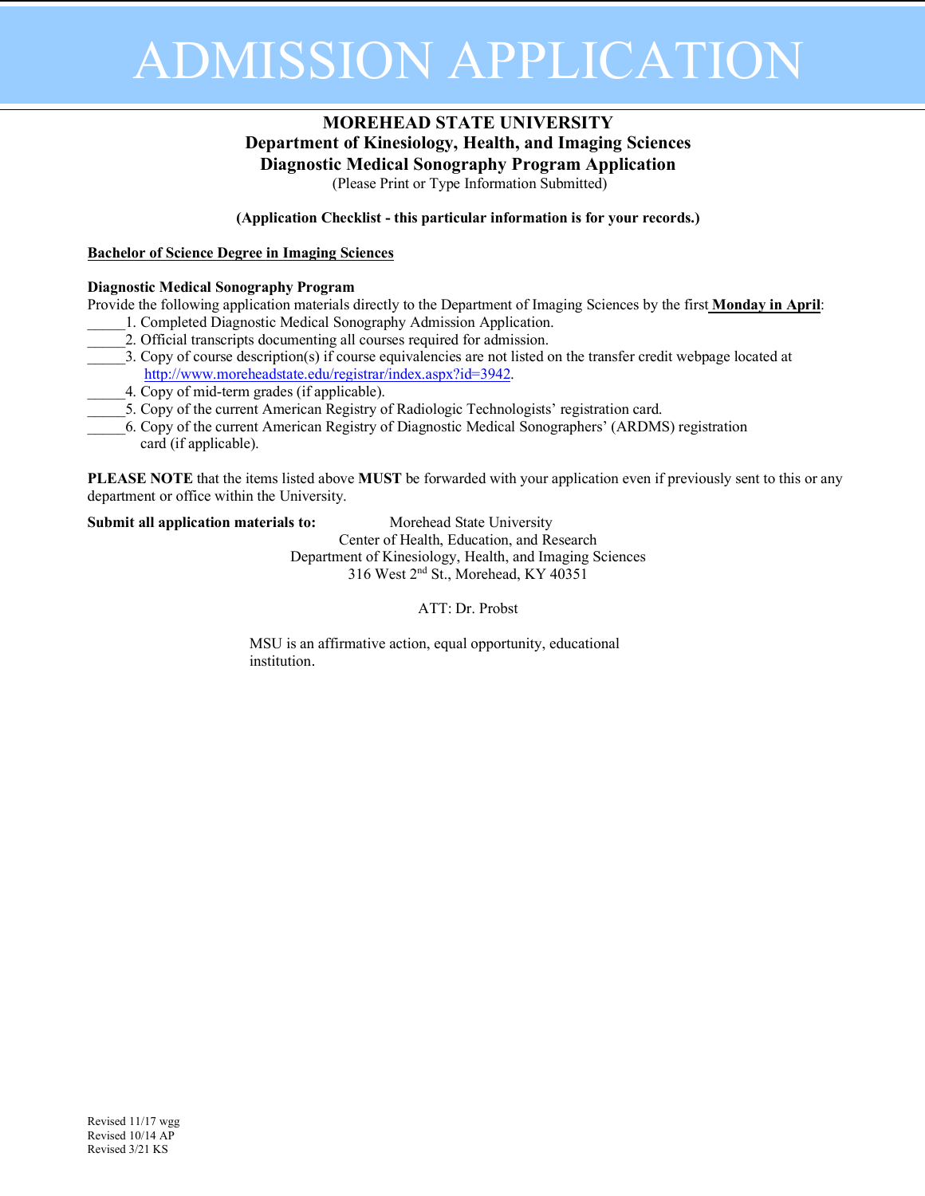# ADMISSION APPLICATION

**MOREHEAD STATE UNIVERSITY**
**Department of Kinesiology, Health, and Imaging Sciences**
**Diagnostic Medical Sonography Program Application**
(Please Print or Type Information Submitted)

**(Application Checklist - this particular information is for your records.)**

**Bachelor of Science Degree in Imaging Sciences**

**Diagnostic Medical Sonography Program**

Provide the following application materials directly to the Department of Imaging Sciences by the first **Monday in April**:

_____1. Completed Diagnostic Medical Sonography Admission Application.
_____2. Official transcripts documenting all courses required for admission.
_____3. Copy of course description(s) if course equivalencies are not listed on the transfer credit webpage located at http://www.moreheadstate.edu/registrar/index.aspx?id=3942.
_____4. Copy of mid-term grades (if applicable).
_____5. Copy of the current American Registry of Radiologic Technologists' registration card.
_____6. Copy of the current American Registry of Diagnostic Medical Sonographers' (ARDMS) registration card (if applicable).

**PLEASE NOTE** that the items listed above **MUST** be forwarded with your application even if previously sent to this or any department or office within the University.

**Submit all application materials to:**

Morehead State University
Center of Health, Education, and Research
Department of Kinesiology, Health, and Imaging Sciences
316 West 2nd St., Morehead, KY 40351

ATT: Dr. Probst

MSU is an affirmative action, equal opportunity, educational institution.

Revised 11/17 wgg
Revised 10/14 AP
Revised 3/21 KS